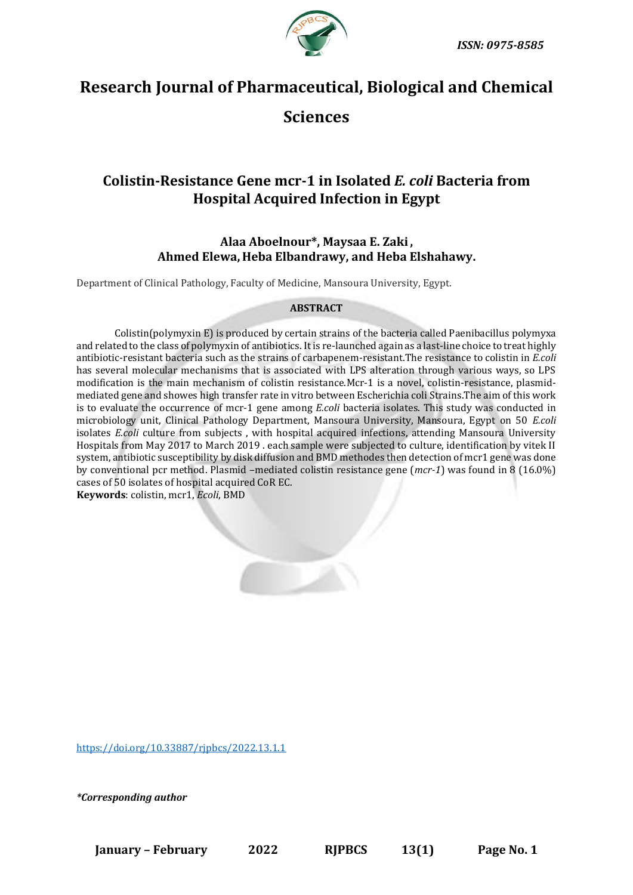ISSN: 0975-8585

# Research Journal of Pharmaceutical, Biological and Chemical Sciences

## Colistin-Resistance Gene mcr-1 in Isolated *E. coli* Bacteria from Hospital Acquired Infection in Egypt

**Alaa Aboelnour\*, Maysaa E. Zaki , Ahmed Elewa, Heba Elbandrawy, and Heba Elshahawy.**

Department of Clinical Pathology, Faculty of Medicine, Mansoura University, Egypt.

### ABSTRACT

Colistin(polymyxin E) is produced by certain strains of the bacteria called Paenibacillus polymyxa and related to the class of polymyxin of antibiotics. It is re-launched again as a last-line choice to treat highly antibiotic-resistant bacteria such as the strains of carbapenem-resistant.The resistance to colistin in *E.coli* has several molecular mechanisms that is associated with LPS alteration through various ways, so LPS modification is the main mechanism of colistin resistance.Mcr-1 is a novel, colistin-resistance, plasmid-mediated gene and showes high transfer rate in vitro between Escherichia coli Strains.The aim of this work is to evaluate the occurrence of mcr-1 gene among *E.coli* bacteria isolates. This study was conducted in microbiology unit, Clinical Pathology Department, Mansoura University, Mansoura, Egypt on 50 *E.coli* isolates *E.coli* culture from subjects , with hospital acquired infections, attending Mansoura University Hospitals from May 2017 to March 2019 . each sample were subjected to culture, identification by vitek II system, antibiotic susceptibility by disk diffusion and BMD methodes then detection of mcr1 gene was done by conventional pcr method. Plasmid –mediated colistin resistance gene (*mcr-1*) was found in 8 (16.0%) cases of 50 isolates of hospital acquired CoR EC.

**Keywords**: colistin, mcr1, *Ecoli*, BMD

https://doi.org/10.33887/rjpbcs/2022.13.1.1

*\*Corresponding author*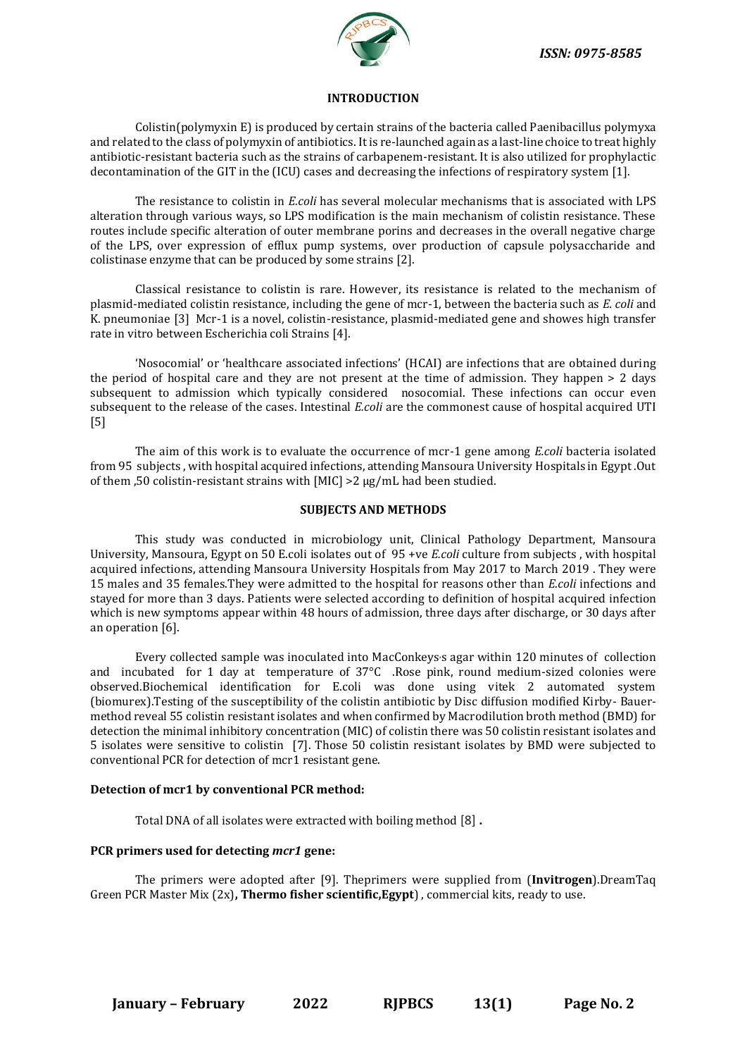## INTRODUCTION

Colistin(polymyxin E) is produced by certain strains of the bacteria called Paenibacillus polymyxa and related to the class of polymyxin of antibiotics. It is re-launched again as a last-line choice to treat highly antibiotic-resistant bacteria such as the strains of carbapenem-resistant. It is also utilized for prophylactic decontamination of the GIT in the (ICU) cases and decreasing the infections of respiratory system [1].

The resistance to colistin in *E.coli* has several molecular mechanisms that is associated with LPS alteration through various ways, so LPS modification is the main mechanism of colistin resistance. These routes include specific alteration of outer membrane porins and decreases in the overall negative charge of the LPS, over expression of efflux pump systems, over production of capsule polysaccharide and colistinase enzyme that can be produced by some strains [2].

Classical resistance to colistin is rare. However, its resistance is related to the mechanism of plasmid-mediated colistin resistance, including the gene of mcr-1, between the bacteria such as *E. coli* and K. pneumoniae [3] Mcr-1 is a novel, colistin-resistance, plasmid-mediated gene and showes high transfer rate in vitro between Escherichia coli Strains [4].

'Nosocomial' or 'healthcare associated infections' (HCAI) are infections that are obtained during the period of hospital care and they are not present at the time of admission. They happen > 2 days subsequent to admission which typically considered nosocomial. These infections can occur even subsequent to the release of the cases. Intestinal *E.coli* are the commonest cause of hospital acquired UTI [5]

The aim of this work is to evaluate the occurrence of mcr-1 gene among *E.coli* bacteria isolated from 95 subjects , with hospital acquired infections, attending Mansoura University Hospitals in Egypt .Out of them ,50 colistin-resistant strains with [MIC] >2 μg/mL had been studied.

## SUBJECTS AND METHODS

This study was conducted in microbiology unit, Clinical Pathology Department, Mansoura University, Mansoura, Egypt on 50 E.coli isolates out of 95 +ve *E.coli* culture from subjects , with hospital acquired infections, attending Mansoura University Hospitals from May 2017 to March 2019 . They were 15 males and 35 females.They were admitted to the hospital for reasons other than *E.coli* infections and stayed for more than 3 days. Patients were selected according to definition of hospital acquired infection which is new symptoms appear within 48 hours of admission, three days after discharge, or 30 days after an operation [6].

Every collected sample was inoculated into MacConkeys's agar within 120 minutes of collection and incubated for 1 day at temperature of 37°C .Rose pink, round medium-sized colonies were observed.Biochemical identification for E.coli was done using vitek 2 automated system (biomurex).Testing of the susceptibility of the colistin antibiotic by Disc diffusion modified Kirby- Bauer-method reveal 55 colistin resistant isolates and when confirmed by Macrodilution broth method (BMD) for detection the minimal inhibitory concentration (MIC) of colistin there was 50 colistin resistant isolates and 5 isolates were sensitive to colistin [7]. Those 50 colistin resistant isolates by BMD were subjected to conventional PCR for detection of mcr1 resistant gene.

**Detection of mcr1 by conventional PCR method:**

Total DNA of all isolates were extracted with boiling method [8] **.**

**PCR primers used for detecting *mcr1* gene:**

The primers were adopted after [9]. Theprimers were supplied from (**Invitrogen**).DreamTaq Green PCR Master Mix (2x)**, Thermo fisher scientific,Egypt**) , commercial kits, ready to use.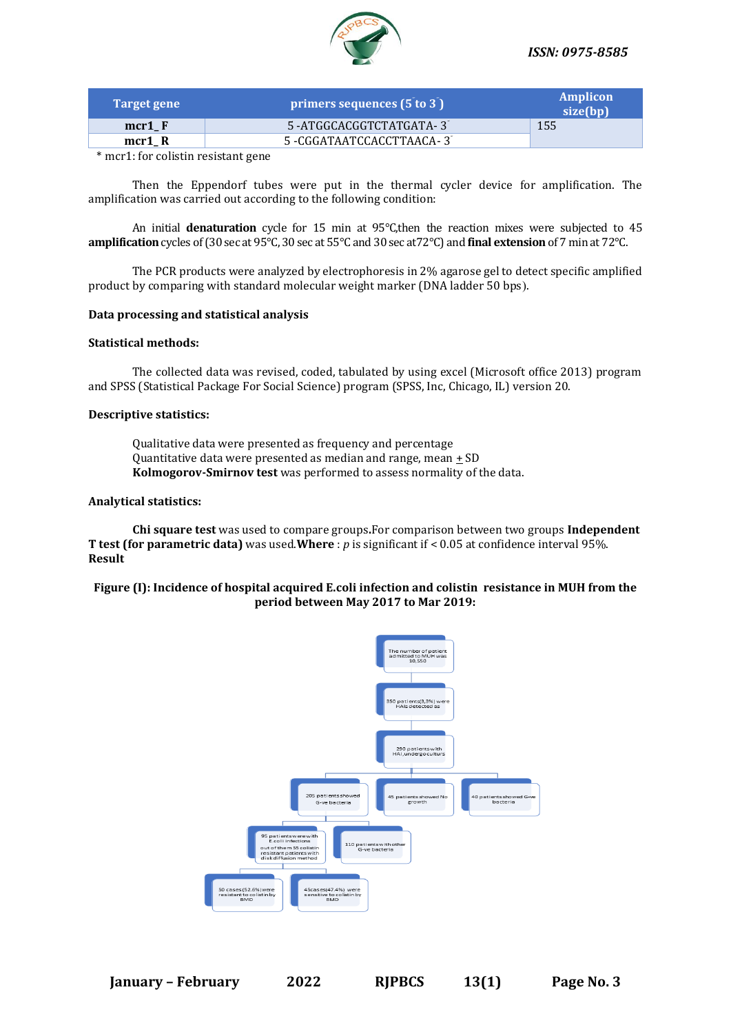| Target gene | primers sequences (5 to 3 ) | Amplicon size(bp) |
|---|---|---|
| **mcr1_ F** | 5 -ATGGCACGGTCTATGATA- 3 | 155 |
| **mcr1_ R** | 5 -CGGATAATCCACCTTAACA- 3 | |

* mcr1: for colistin resistant gene

Then the Eppendorf tubes were put in the thermal cycler device for amplification. The amplification was carried out according to the following condition:

An initial **denaturation** cycle for 15 min at 95°C,then the reaction mixes were subjected to 45 **amplification** cycles of (30 sec at 95°C, 30 sec at 55°C and 30 sec at72°C) and **final extension** of 7 min at 72°C.

The PCR products were analyzed by electrophoresis in 2% agarose gel to detect specific amplified product by comparing with standard molecular weight marker (DNA ladder 50 bps).

**Data processing and statistical analysis**

**Statistical methods:**

The collected data was revised, coded, tabulated by using excel (Microsoft office 2013) program and SPSS (Statistical Package For Social Science) program (SPSS, Inc, Chicago, IL) version 20.

**Descriptive statistics:**

Qualitative data were presented as frequency and percentage
Quantitative data were presented as median and range, mean $\pm$ SD
**Kolmogorov-Smirnov test** was performed to assess normality of the data.

**Analytical statistics:**

**Chi square test** was used to compare groups.For comparison between two groups **Independent T test (for parametric data)** was used.**Where** : *p* is significant if < 0.05 at confidence interval 95%.

**Result**

**Figure (I): Incidence of hospital acquired E.coli infection and colistin resistance in MUH from the period between May 2017 to Mar 2019:**

The number of patient admitted to MUH was 10,550

350 patients(3,3%) were HAIs detected as

290 patients with HAI,undergo culture

205 patients showed G-ve bacteria

45 patients showed No growth

40 patients showed G+ve bacteria

95 patients were with E.coli infections out of them 55 colistin resistant patients with disk diffusion method

110 patients with other G-ve bacteria

50 cases(52.6%) were resistant to colistin by BMD

45cases(47.4%) were sensitive to colistin by BMD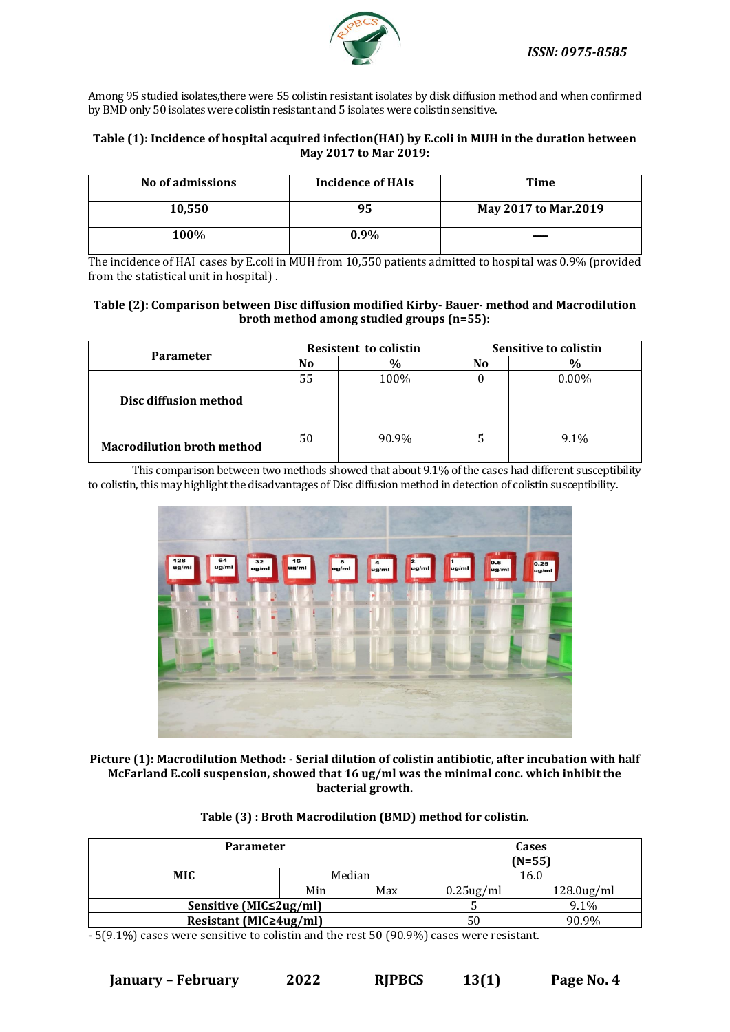Among 95 studied isolates,there were 55 colistin resistant isolates by disk diffusion method and when confirmed by BMD only 50 isolates were colistin resistant and 5 isolates were colistin sensitive.

**Table (1): Incidence of hospital acquired infection(HAI) by E.coli in MUH in the duration between May 2017 to Mar 2019:**

| No of admissions | Incidence of HAIs | Time |
|---|---|---|
| **10,550** | **95** | **May 2017 to Mar.2019** |
| **100%** | **0.9%** | **—** |

The incidence of HAI cases by E.coli in MUH from 10,550 patients admitted to hospital was 0.9% (provided from the statistical unit in hospital) .

**Table (2): Comparison between Disc diffusion modified Kirby- Bauer- method and Macrodilution broth method among studied groups (n=55):**

| Parameter | Resistent to colistin | | Sensitive to colistin | |
|---|---|---|---|---|
| | No | % | No | % |
| **Disc diffusion method** | 55 | 100% | 0 | 0.00% |
| **Macrodilution broth method** | 50 | 90.9% | 5 | 9.1% |

This comparison between two methods showed that about 9.1% of the cases had different susceptibility to colistin, this may highlight the disadvantages of Disc diffusion method in detection of colistin susceptibility.

**Picture (1): Macrodilution Method: - Serial dilution of colistin antibiotic, after incubation with half McFarland E.coli suspension, showed that 16 ug/ml was the minimal conc. which inhibit the bacterial growth.**

**Table (3) : Broth Macrodilution (BMD) method for colistin.**

| **Parameter** | | | **Cases (N=55)** | |
|---|---|---|---|---|
| **MIC** | Median | | 16.0 | |
| | Min | Max | 0.25ug/ml | 128.0ug/ml |
| **Sensitive (MIC≤2ug/ml)** | | | 5 | 9.1% |
| **Resistant (MIC≥4ug/ml)** | | | 50 | 90.9% |

- 5(9.1%) cases were sensitive to colistin and the rest 50 (90.9%) cases were resistant.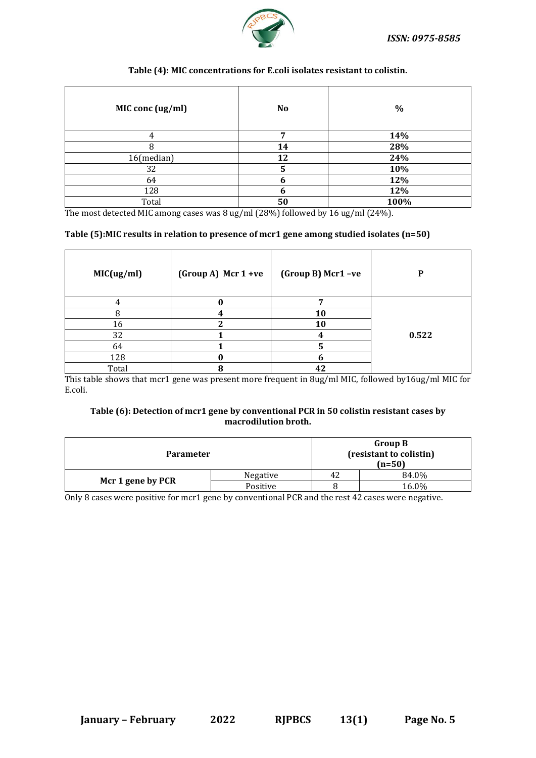**Table (4): MIC concentrations for E.coli isolates resistant to colistin.**

| MIC conc (ug/ml) | No | % |
|---|---|---|
| 4 | **7** | **14%** |
| 8 | **14** | **28%** |
| 16(median) | **12** | **24%** |
| 32 | **5** | **10%** |
| 64 | **6** | **12%** |
| 128 | **6** | **12%** |
| Total | **50** | **100%** |

The most detected MIC among cases was 8 ug/ml (28%) followed by 16 ug/ml (24%).

**Table (5):MIC results in relation to presence of mcr1 gene among studied isolates (n=50)**

| MIC(ug/ml) | (Group A) Mcr 1 +ve | (Group B) Mcr1 –ve | P |
|---|---|---|---|
| 4 | **0** | **7** | **0.522** |
| 8 | **4** | **10** | |
| 16 | **2** | **10** | |
| 32 | **1** | **4** | |
| 64 | **1** | **5** | |
| 128 | **0** | **6** | |
| Total | **8** | **42** | |

This table shows that mcr1 gene was present more frequent in 8ug/ml MIC, followed by16ug/ml MIC for E.coli.

**Table (6): Detection of mcr1 gene by conventional PCR in 50 colistin resistant cases by macrodilution broth.**

| Parameter | | Group B (resistant to colistin) (n=50) | |
|---|---|---|---|
| **Mcr 1 gene by PCR** | Negative | 42 | 84.0% |
| | Positive | 8 | 16.0% |

Only 8 cases were positive for mcr1 gene by conventional PCR and the rest 42 cases were negative.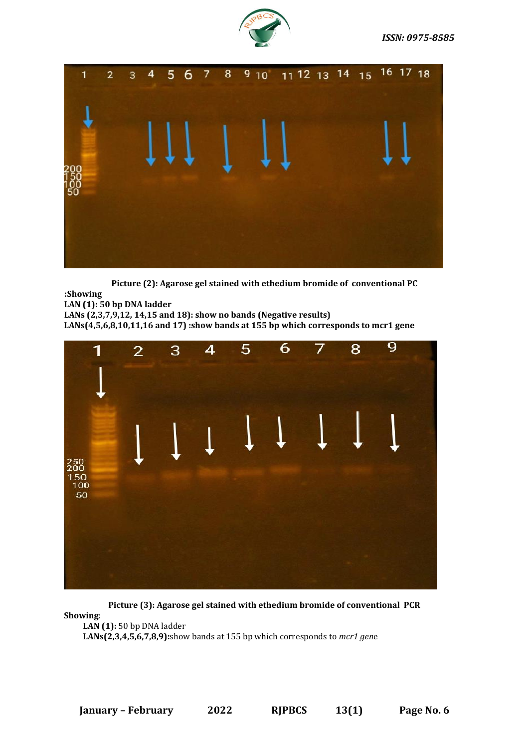**Picture (2): Agarose gel stained with ethedium bromide of conventional PC**

**:Showing**

**LAN (1): 50 bp DNA ladder**

**LANs (2,3,7,9,12, 14,15 and 18): show no bands (Negative results)**

**LANs(4,5,6,8,10,11,16 and 17) :show bands at 155 bp which corresponds to mcr1 gene**

**Picture (3): Agarose gel stained with ethedium bromide of conventional PCR**

**Showing**:

**LAN (1):** 50 bp DNA ladder

**LANs(2,3,4,5,6,7,8,9):**show bands at 155 bp which corresponds to *mcr1 gen*e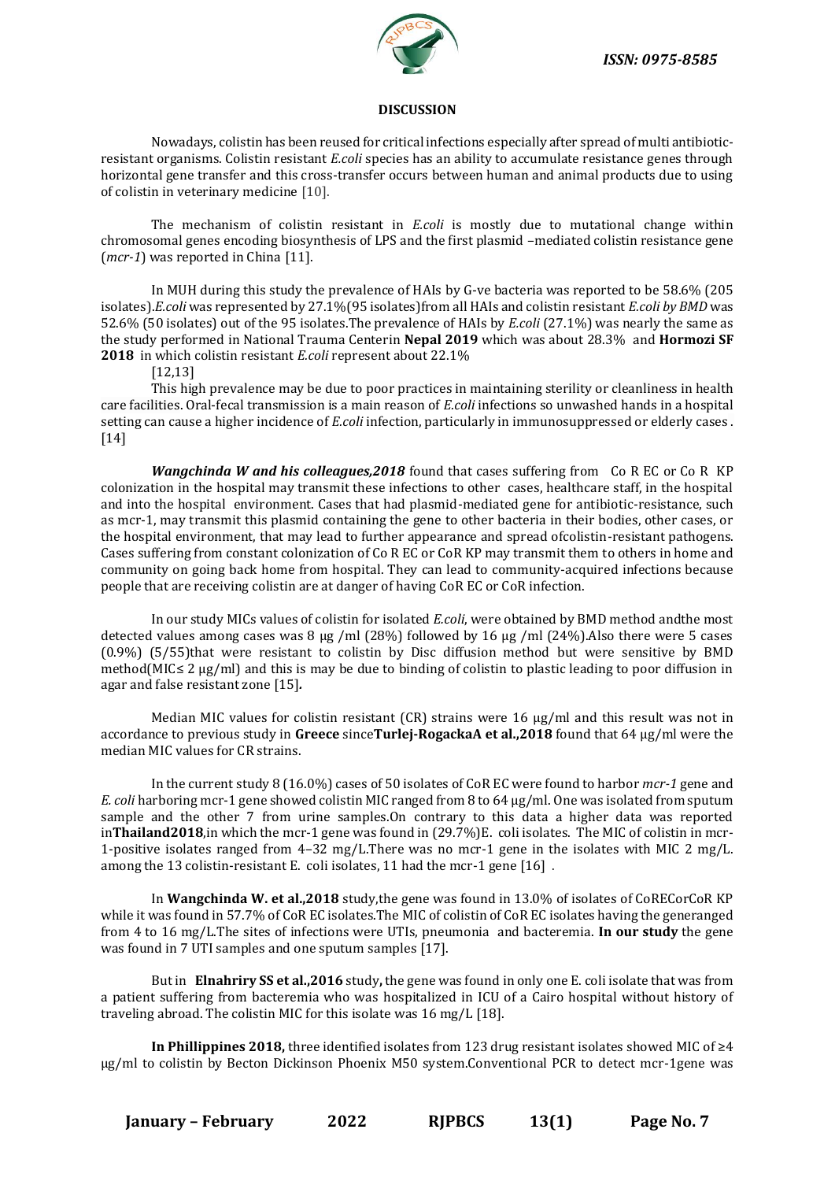## DISCUSSION

Nowadays, colistin has been reused for critical infections especially after spread of multi antibiotic-resistant organisms. Colistin resistant *E.coli* species has an ability to accumulate resistance genes through horizontal gene transfer and this cross-transfer occurs between human and animal products due to using of colistin in veterinary medicine [10].

The mechanism of colistin resistant in *E.coli* is mostly due to mutational change within chromosomal genes encoding biosynthesis of LPS and the first plasmid –mediated colistin resistance gene (*mcr-1*) was reported in China [11].

In MUH during this study the prevalence of HAIs by G-ve bacteria was reported to be 58.6% (205 isolates).*E.coli* was represented by 27.1%(95 isolates)from all HAIs and colistin resistant *E.coli by BMD* was 52.6% (50 isolates) out of the 95 isolates.The prevalence of HAIs by *E.coli* (27.1%) was nearly the same as the study performed in National Trauma Centerin **Nepal 2019** which was about 28.3% and **Hormozi SF 2018** in which colistin resistant *E.coli* represent about 22.1% [12,13]

This high prevalence may be due to poor practices in maintaining sterility or cleanliness in health care facilities. Oral-fecal transmission is a main reason of *E.coli* infections so unwashed hands in a hospital setting can cause a higher incidence of *E.coli* infection, particularly in immunosuppressed or elderly cases . [14]

***Wangchinda W and his colleagues,2018*** found that cases suffering from Co R EC or Co R KP colonization in the hospital may transmit these infections to other cases, healthcare staff, in the hospital and into the hospital environment. Cases that had plasmid-mediated gene for antibiotic-resistance, such as mcr-1, may transmit this plasmid containing the gene to other bacteria in their bodies, other cases, or the hospital environment, that may lead to further appearance and spread ofcolistin-resistant pathogens. Cases suffering from constant colonization of Co R EC or CoR KP may transmit them to others in home and community on going back home from hospital. They can lead to community-acquired infections because people that are receiving colistin are at danger of having CoR EC or CoR infection.

In our study MICs values of colistin for isolated *E.coli*, were obtained by BMD method andthe most detected values among cases was 8 µg /ml (28%) followed by 16 µg /ml (24%).Also there were 5 cases (0.9%) (5/55)that were resistant to colistin by Disc diffusion method but were sensitive by BMD method(MIC≤ 2 µg/ml) and this is may be due to binding of colistin to plastic leading to poor diffusion in agar and false resistant zone [15]**.**

Median MIC values for colistin resistant (CR) strains were 16 µg/ml and this result was not in accordance to previous study in **Greece** since**Turlej-RogackaA et al.,2018** found that 64 µg/ml were the median MIC values for CR strains.

In the current study 8 (16.0%) cases of 50 isolates of CoR EC were found to harbor *mcr-1* gene and *E. coli* harboring mcr-1 gene showed colistin MIC ranged from 8 to 64 µg/ml. One was isolated from sputum sample and the other 7 from urine samples.On contrary to this data a higher data was reported in**Thailand2018**,in which the mcr-1 gene was found in (29.7%)E. coli isolates. The MIC of colistin in mcr-1-positive isolates ranged from 4–32 mg/L.There was no mcr-1 gene in the isolates with MIC 2 mg/L. among the 13 colistin-resistant E. coli isolates, 11 had the mcr-1 gene [16] .

In **Wangchinda W. et al.,2018** study,the gene was found in 13.0% of isolates of CoRECorCoR KP while it was found in 57.7% of CoR EC isolates.The MIC of colistin of CoR EC isolates having the generanged from 4 to 16 mg/L.The sites of infections were UTIs, pneumonia and bacteremia. **In our study** the gene was found in 7 UTI samples and one sputum samples [17].

But in **Elnahriry SS et al.,2016** study**,** the gene was found in only one E. coli isolate that was from a patient suffering from bacteremia who was hospitalized in ICU of a Cairo hospital without history of traveling abroad. The colistin MIC for this isolate was 16 mg/L [18].

**In Phillippines 2018,** three identified isolates from 123 drug resistant isolates showed MIC of ≥4 µg/ml to colistin by Becton Dickinson Phoenix M50 system.Conventional PCR to detect mcr-1gene was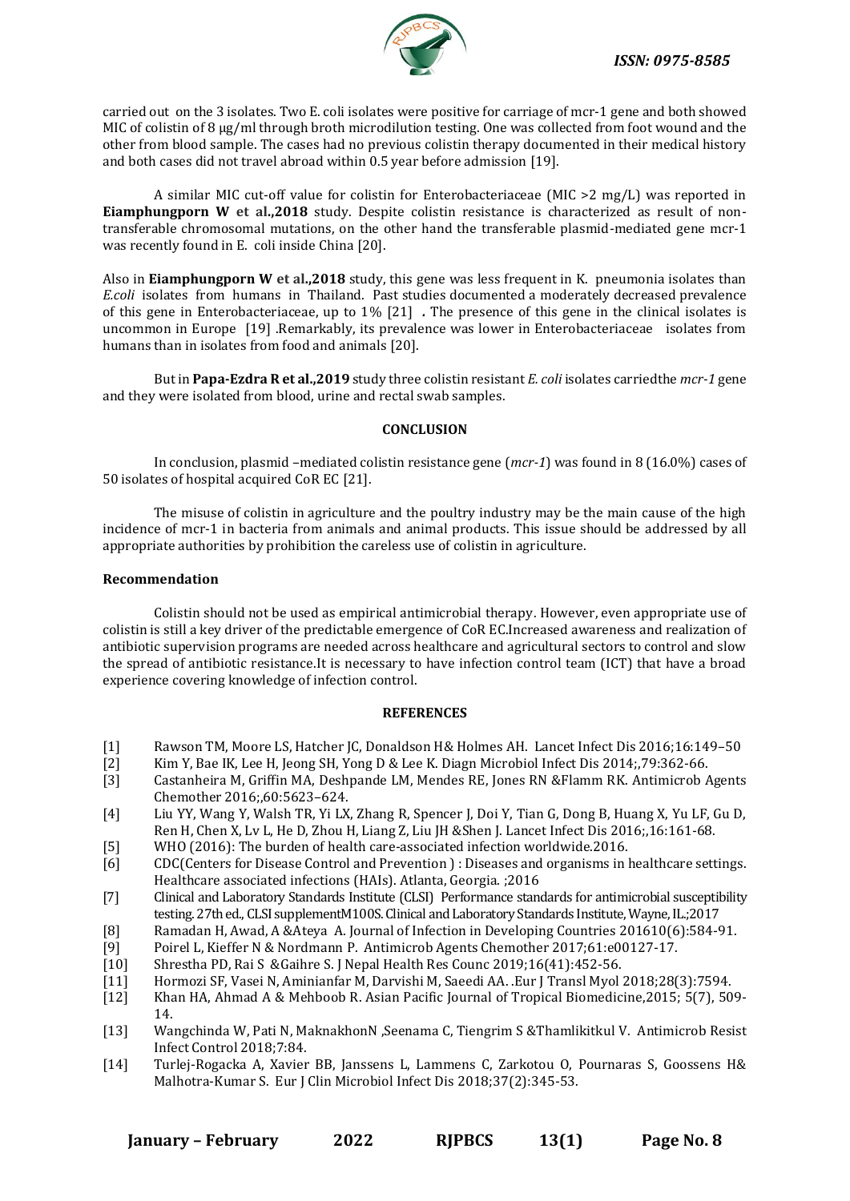carried out on the 3 isolates. Two E. coli isolates were positive for carriage of mcr-1 gene and both showed MIC of colistin of 8 µg/ml through broth microdilution testing. One was collected from foot wound and the other from blood sample. The cases had no previous colistin therapy documented in their medical history and both cases did not travel abroad within 0.5 year before admission [19].

A similar MIC cut-off value for colistin for Enterobacteriaceae (MIC >2 mg/L) was reported in **Eiamphungporn W et al.,2018** study. Despite colistin resistance is characterized as result of non-transferable chromosomal mutations, on the other hand the transferable plasmid-mediated gene mcr-1 was recently found in E. coli inside China [20].

Also in **Eiamphungporn W et al.,2018** study, this gene was less frequent in K. pneumonia isolates than *E.coli* isolates from humans in Thailand. Past studies documented a moderately decreased prevalence of this gene in Enterobacteriaceae, up to 1% [21] *.* The presence of this gene in the clinical isolates is uncommon in Europe [19] .Remarkably, its prevalence was lower in Enterobacteriaceae isolates from humans than in isolates from food and animals [20].

But in **Papa-Ezdra R et al.,2019** study three colistin resistant *E. coli* isolates carriedthe *mcr-1* gene and they were isolated from blood, urine and rectal swab samples.

## CONCLUSION

In conclusion, plasmid –mediated colistin resistance gene (*mcr-1*) was found in 8 (16.0%) cases of 50 isolates of hospital acquired CoR EC [21].

The misuse of colistin in agriculture and the poultry industry may be the main cause of the high incidence of mcr-1 in bacteria from animals and animal products. This issue should be addressed by all appropriate authorities by prohibition the careless use of colistin in agriculture.

### Recommendation

Colistin should not be used as empirical antimicrobial therapy. However, even appropriate use of colistin is still a key driver of the predictable emergence of CoR EC.Increased awareness and realization of antibiotic supervision programs are needed across healthcare and agricultural sectors to control and slow the spread of antibiotic resistance.It is necessary to have infection control team (ICT) that have a broad experience covering knowledge of infection control.

## REFERENCES

[1] Rawson TM, Moore LS, Hatcher JC, Donaldson H& Holmes AH. Lancet Infect Dis 2016;16:149–50

[2] Kim Y, Bae IK, Lee H, Jeong SH, Yong D & Lee K. Diagn Microbiol Infect Dis 2014;,79:362-66.

[3] Castanheira M, Griffin MA, Deshpande LM, Mendes RE, Jones RN &Flamm RK. Antimicrob Agents Chemother 2016;,60:5623–624.

[4] Liu YY, Wang Y, Walsh TR, Yi LX, Zhang R, Spencer J, Doi Y, Tian G, Dong B, Huang X, Yu LF, Gu D, Ren H, Chen X, Lv L, He D, Zhou H, Liang Z, Liu JH &Shen J. Lancet Infect Dis 2016;,16:161-68.

[5] WHO (2016): The burden of health care-associated infection worldwide.2016.

[6] CDC(Centers for Disease Control and Prevention ) : Diseases and organisms in healthcare settings. Healthcare associated infections (HAIs). Atlanta, Georgia. ;2016

[7] Clinical and Laboratory Standards Institute (CLSI) Performance standards for antimicrobial susceptibility testing. 27th ed., CLSI supplementM100S. Clinical and Laboratory Standards Institute, Wayne, IL.;2017

[8] Ramadan H, Awad, A &Ateya A. Journal of Infection in Developing Countries 201610(6):584-91.

[9] Poirel L, Kieffer N & Nordmann P. Antimicrob Agents Chemother 2017;61:e00127-17.

[10] Shrestha PD, Rai S &Gaihre S. J Nepal Health Res Counc 2019;16(41):452-56.

[11] Hormozi SF, Vasei N, Aminianfar M, Darvishi M, Saeedi AA. .Eur J Transl Myol 2018;28(3):7594.

[12] Khan HA, Ahmad A & Mehboob R. Asian Pacific Journal of Tropical Biomedicine,2015; 5(7), 509-14.

[13] Wangchinda W, Pati N, MaknakhonN ,Seenama C, Tiengrim S &Thamlikitkul V. Antimicrob Resist Infect Control 2018;7:84.

[14] Turlej-Rogacka A, Xavier BB, Janssens L, Lammens C, Zarkotou O, Pournaras S, Goossens H& Malhotra-Kumar S. Eur J Clin Microbiol Infect Dis 2018;37(2):345-53.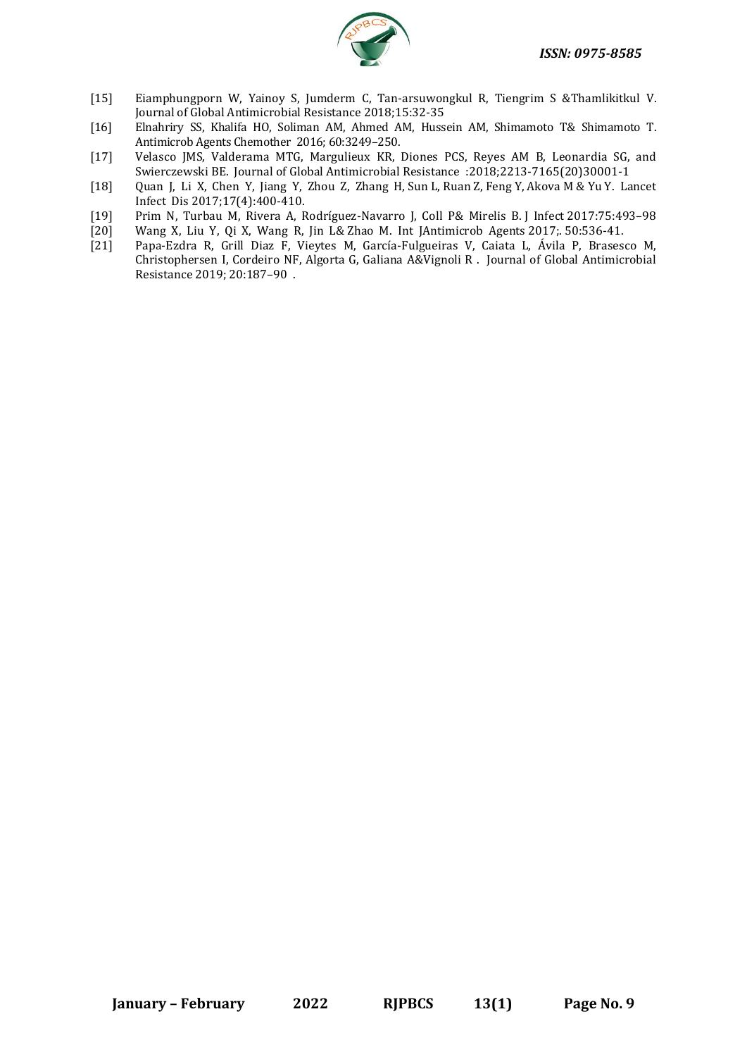[15] Eiamphungporn W, Yainoy S, Jumderm C, Tan-arsuwongkul R, Tiengrim S &Thamlikitkul V. Journal of Global Antimicrobial Resistance 2018;15:32-35

[16] Elnahriry SS, Khalifa HO, Soliman AM, Ahmed AM, Hussein AM, Shimamoto T& Shimamoto T. Antimicrob Agents Chemother 2016; 60:3249–250.

[17] Velasco JMS, Valderama MTG, Margulieux KR, Diones PCS, Reyes AM B, Leonardia SG, and Swierczewski BE. Journal of Global Antimicrobial Resistance :2018;2213-7165(20)30001-1

[18] Quan J, Li X, Chen Y, Jiang Y, Zhou Z, Zhang H, Sun L, Ruan Z, Feng Y, Akova M & Yu Y. Lancet Infect Dis 2017;17(4):400-410.

[19] Prim N, Turbau M, Rivera A, Rodríguez-Navarro J, Coll P& Mirelis B. J Infect 2017:75:493–98

[20] Wang X, Liu Y, Qi X, Wang R, Jin L& Zhao M. Int JAntimicrob Agents 2017;. 50:536-41.

[21] Papa-Ezdra R, Grill Diaz F, Vieytes M, García-Fulgueiras V, Caiata L, Ávila P, Brasesco M, Christophersen I, Cordeiro NF, Algorta G, Galiana A&Vignoli R . Journal of Global Antimicrobial Resistance 2019; 20:187–90 .